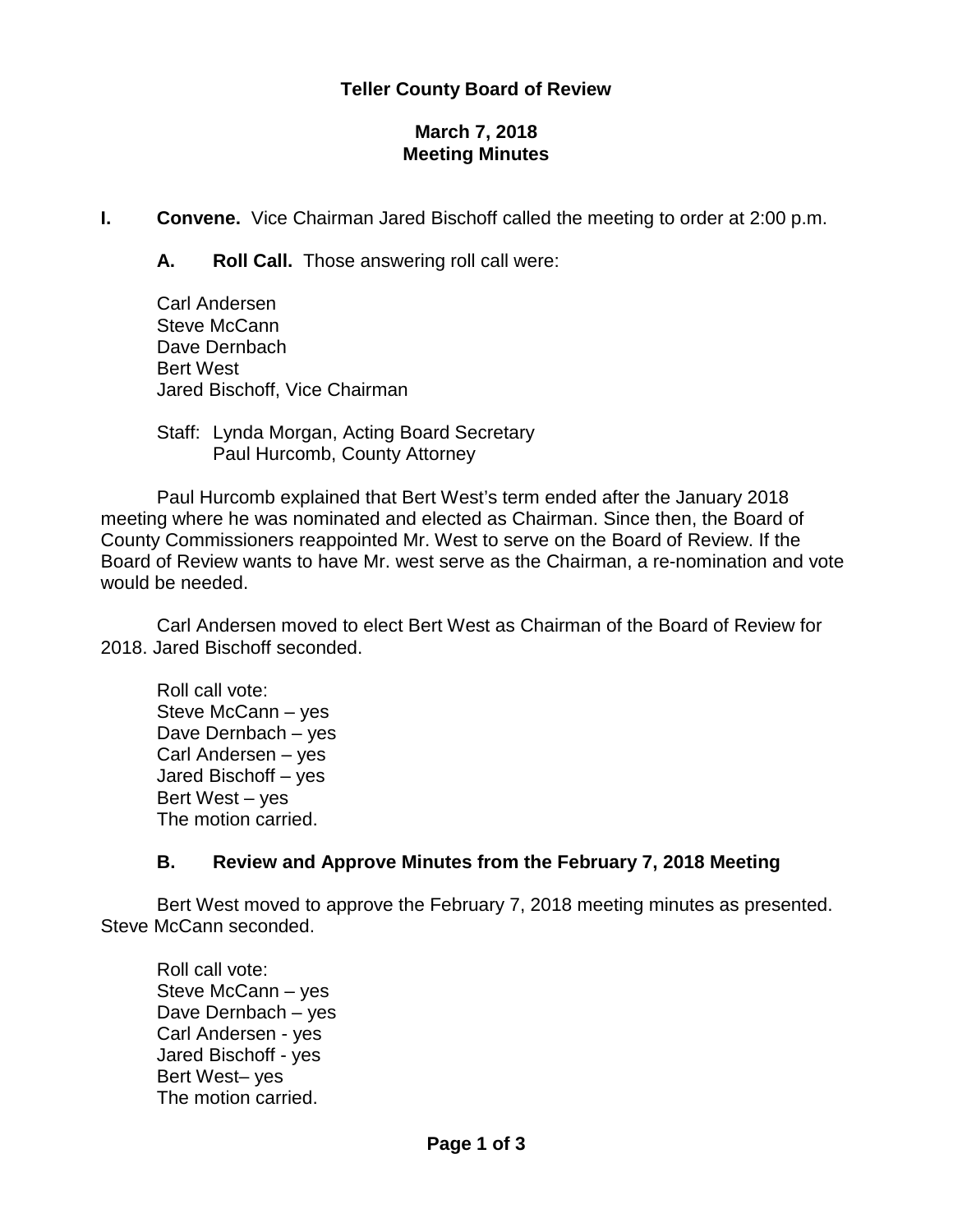# Teller County Board of Review

## March 7, 2018
## Meeting Minutes

**I. Convene.** Vice Chairman Jared Bischoff called the meeting to order at 2:00 p.m.

**A. Roll Call.** Those answering roll call were:

Carl Andersen
Steve McCann
Dave Dernbach
Bert West
Jared Bischoff, Vice Chairman

Staff: Lynda Morgan, Acting Board Secretary
Paul Hurcomb, County Attorney

Paul Hurcomb explained that Bert West's term ended after the January 2018 meeting where he was nominated and elected as Chairman. Since then, the Board of County Commissioners reappointed Mr. West to serve on the Board of Review. If the Board of Review wants to have Mr. west serve as the Chairman, a re-nomination and vote would be needed.

Carl Andersen moved to elect Bert West as Chairman of the Board of Review for 2018. Jared Bischoff seconded.

Roll call vote:
Steve McCann – yes
Dave Dernbach – yes
Carl Andersen – yes
Jared Bischoff – yes
Bert West – yes
The motion carried.

### B. Review and Approve Minutes from the February 7, 2018 Meeting

Bert West moved to approve the February 7, 2018 meeting minutes as presented. Steve McCann seconded.

Roll call vote:
Steve McCann – yes
Dave Dernbach – yes
Carl Andersen - yes
Jared Bischoff - yes
Bert West– yes
The motion carried.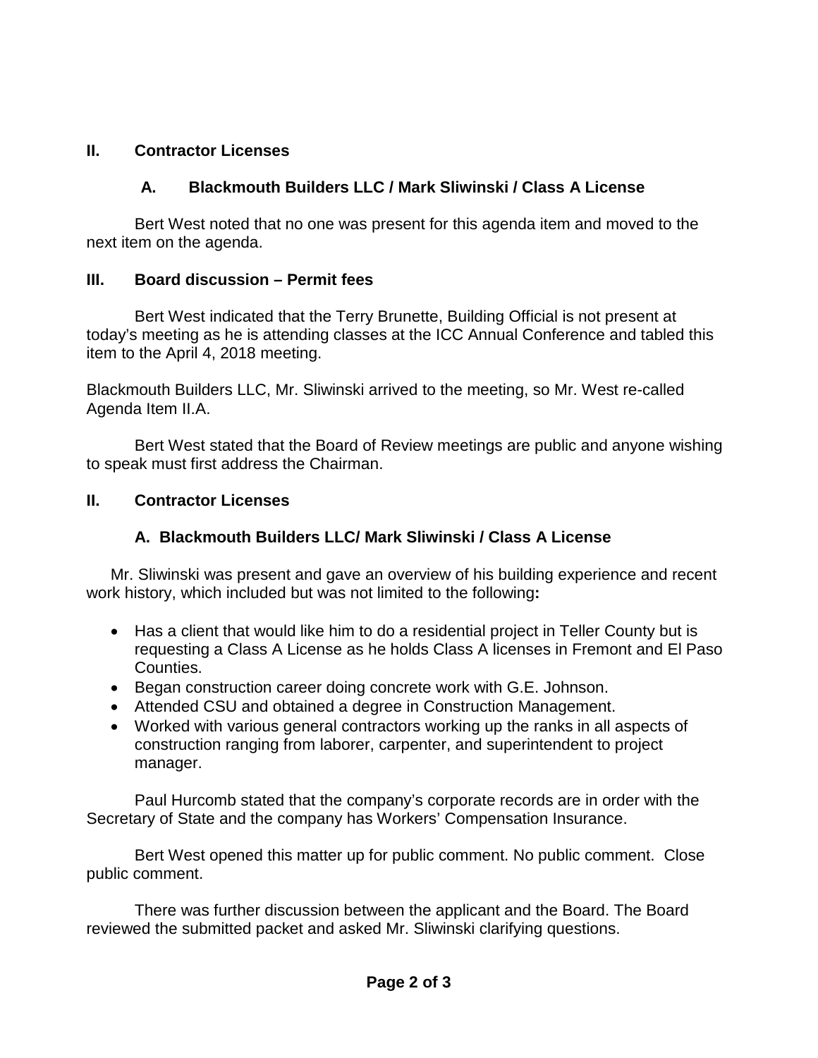## II. Contractor Licenses

### A. Blackmouth Builders LLC / Mark Sliwinski / Class A License

Bert West noted that no one was present for this agenda item and moved to the next item on the agenda.

## III. Board discussion – Permit fees

Bert West indicated that the Terry Brunette, Building Official is not present at today's meeting as he is attending classes at the ICC Annual Conference and tabled this item to the April 4, 2018 meeting.

Blackmouth Builders LLC, Mr. Sliwinski arrived to the meeting, so Mr. West re-called Agenda Item II.A.

Bert West stated that the Board of Review meetings are public and anyone wishing to speak must first address the Chairman.

## II. Contractor Licenses

### A. Blackmouth Builders LLC/ Mark Sliwinski / Class A License

Mr. Sliwinski was present and gave an overview of his building experience and recent work history, which included but was not limited to the following**:**

- Has a client that would like him to do a residential project in Teller County but is requesting a Class A License as he holds Class A licenses in Fremont and El Paso Counties.
- Began construction career doing concrete work with G.E. Johnson.
- Attended CSU and obtained a degree in Construction Management.
- Worked with various general contractors working up the ranks in all aspects of construction ranging from laborer, carpenter, and superintendent to project manager.

Paul Hurcomb stated that the company's corporate records are in order with the Secretary of State and the company has Workers' Compensation Insurance.

Bert West opened this matter up for public comment. No public comment. Close public comment.

There was further discussion between the applicant and the Board. The Board reviewed the submitted packet and asked Mr. Sliwinski clarifying questions.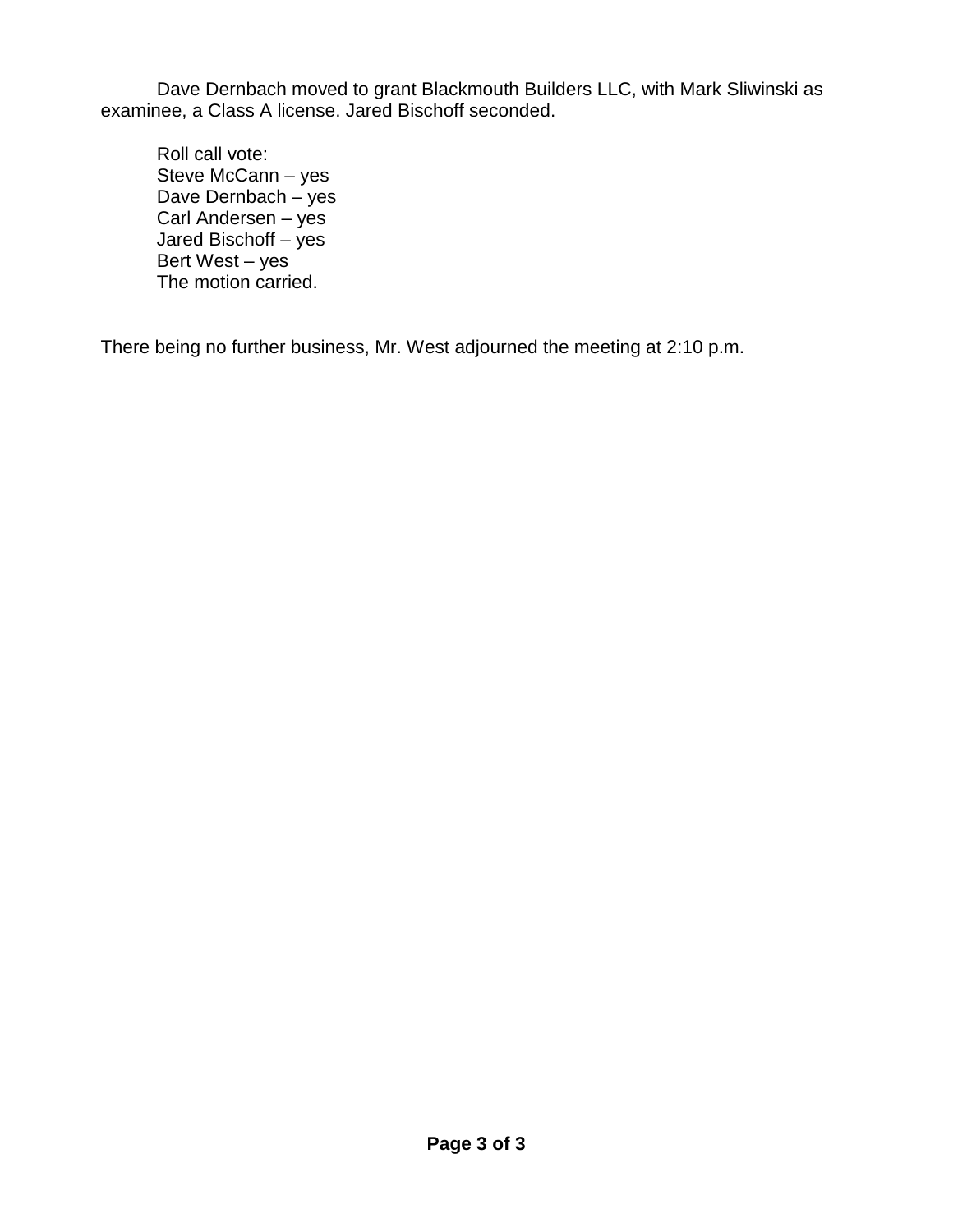Dave Dernbach moved to grant Blackmouth Builders LLC, with Mark Sliwinski as examinee, a Class A license. Jared Bischoff seconded.

Roll call vote:
Steve McCann – yes
Dave Dernbach – yes
Carl Andersen – yes
Jared Bischoff – yes
Bert West – yes
The motion carried.

There being no further business, Mr. West adjourned the meeting at 2:10 p.m.